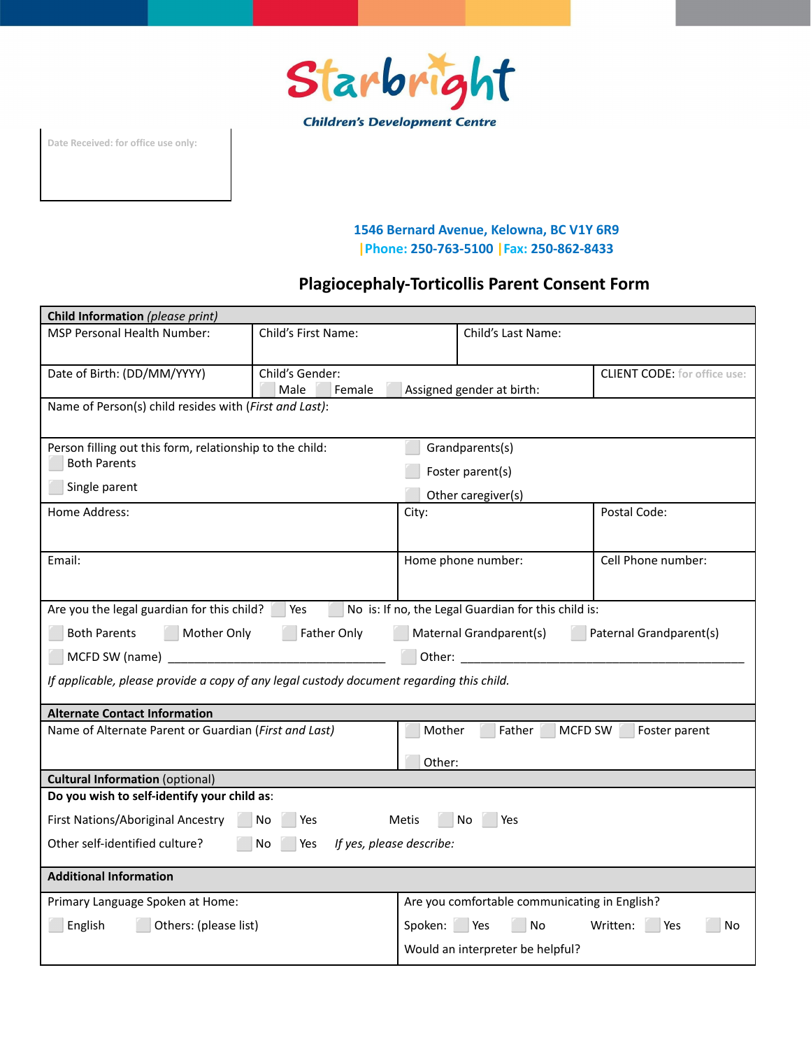Starbright

**Children's Development Centre**

Date Received: for office use only:

**1546 Bernard Avenue, Kelowna, BC V1Y 6R9**
**|Phone: 250-763-5100 |Fax: 250-862-8433**

# Plagiocephaly-Torticollis Parent Consent Form

| **Child Information** *(please print)* | | | |
|---|---|---|---|
| MSP Personal Health Number: | Child's First Name: | Child's Last Name: | |
| Date of Birth: (DD/MM/YYYY) | Child's Gender: ☐ Male ☐ Female ☐ Assigned gender at birth: | | CLIENT CODE: for office use: |
| Name of Person(s) child resides with (*First and Last)*: | | | |
| Person filling out this form, relationship to the child: ☐ Both Parents ☐ Single parent | ☐ Grandparents(s) ☐ Foster parent(s) ☐ Other caregiver(s) | | |
| Home Address: | City: | | Postal Code: |
| Email: | Home phone number: | | Cell Phone number: |
| Are you the legal guardian for this child? ☐ Yes ☐ No is: If no, the Legal Guardian for this child is: ☐ Both Parents ☐ Mother Only ☐ Father Only ☐ Maternal Grandparent(s) ☐ Paternal Grandparent(s) ☐ MCFD SW (name) ________________________________ ☐ Other: ____________________________________________ *If applicable, please provide a copy of any legal custody document regarding this child.* | | | |
| **Alternate Contact Information** | | | |
| Name of Alternate Parent or Guardian (*First and Last)* | ☐ Mother ☐ Father ☐ MCFD SW ☐ Foster parent ☐ Other: | | |
| **Cultural Information** (optional) | | | |
| **Do you wish to self-identify your child as**: First Nations/Aboriginal Ancestry ☐ No ☐ Yes Metis ☐ No ☐ Yes Other self-identified culture? ☐ No ☐ Yes *If yes, please describe:* | | | |
| **Additional Information** | | | |
| Primary Language Spoken at Home: ☐ English ☐ Others: (please list) | Are you comfortable communicating in English? Spoken: ☐ Yes ☐ No Written: ☐ Yes ☐ No Would an interpreter be helpful? | | |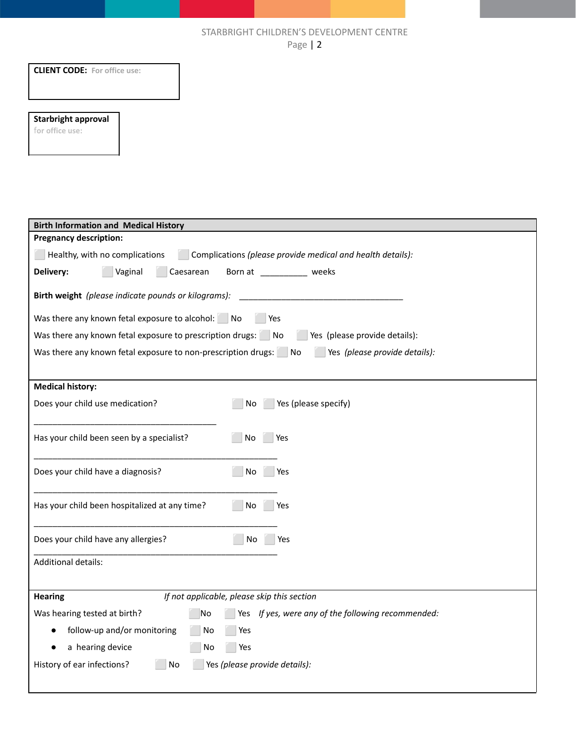**CLIENT CODE:** For office use:

**Starbright approval**
for office use:

## Birth Information and Medical History

**Pregnancy description:**

☐ Healthy, with no complications ☐ Complications *(please provide medical and health details):*

**Delivery:** ☐ Vaginal ☐ Caesarean Born at __________ weeks

**Birth weight** *(please indicate pounds or kilograms):* ___________________________________

Was there any known fetal exposure to alcohol: ☐ No ☐ Yes

Was there any known fetal exposure to prescription drugs: ☐ No ☐ Yes (please provide details):

Was there any known fetal exposure to non-prescription drugs: ☐ No ☐ Yes *(please provide details):*

**Medical history:**

Does your child use medication? ☐ No ☐ Yes (please specify)

_______________________________________

Has your child been seen by a specialist? ☐ No ☐ Yes

____________________________________________________

Does your child have a diagnosis? ☐ No ☐ Yes

____________________________________________________

Has your child been hospitalized at any time? ☐ No ☐ Yes

____________________________________________________

Does your child have any allergies? ☐ No ☐ Yes

____________________________________________________

Additional details:

**Hearing** *If not applicable, please skip this section*

Was hearing tested at birth? ☐ No ☐ Yes *If yes, were any of the following recommended:*

- follow-up and/or monitoring ☐ No ☐ Yes
- a hearing device ☐ No ☐ Yes

History of ear infections? ☐ No ☐ Yes *(please provide details):*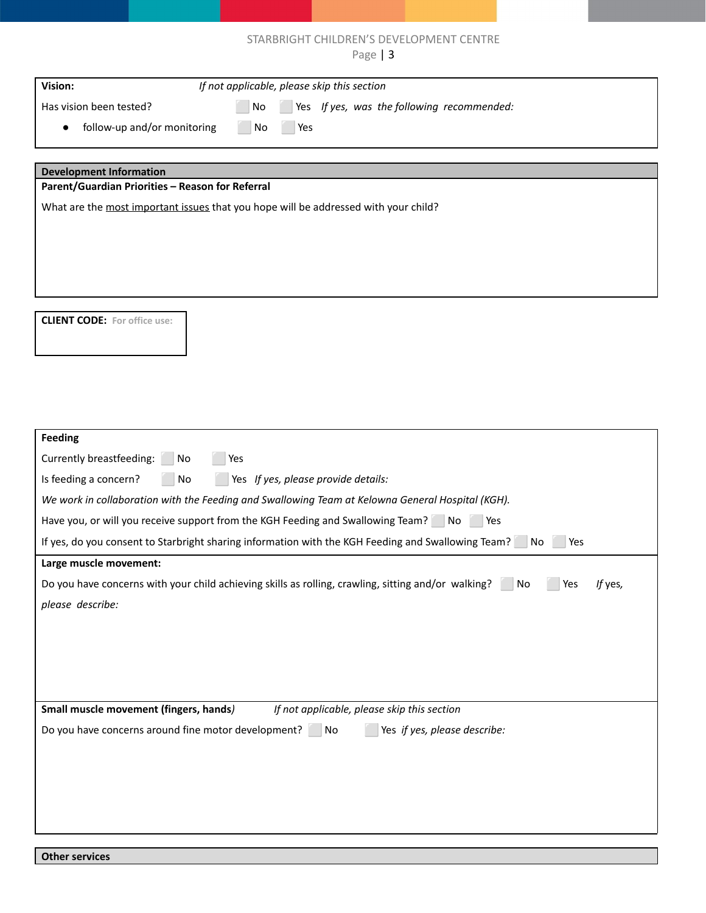**Vision:** *If not applicable, please skip this section*

Has vision been tested? ☐ No ☐ Yes *If yes, was the following recommended:*

- follow-up and/or monitoring ☐ No ☐ Yes

## Development Information

**Parent/Guardian Priorities – Reason for Referral**

What are the most important issues that you hope will be addressed with your child?

**CLIENT CODE:** For office use:

**Feeding**

Currently breastfeeding: ☐ No ☐ Yes

Is feeding a concern? ☐ No ☐ Yes *If yes, please provide details:*

*We work in collaboration with the Feeding and Swallowing Team at Kelowna General Hospital (KGH).*

Have you, or will you receive support from the KGH Feeding and Swallowing Team? ☐ No ☐ Yes

If yes, do you consent to Starbright sharing information with the KGH Feeding and Swallowing Team? ☐ No ☐ Yes

**Large muscle movement:**

Do you have concerns with your child achieving skills as rolling, crawling, sitting and/or walking? ☐ No ☐ Yes *If yes, please describe:*

**Small muscle movement (fingers, hands)** *If not applicable, please skip this section*

Do you have concerns around fine motor development? ☐ No ☐ Yes *if yes, please describe:*

## Other services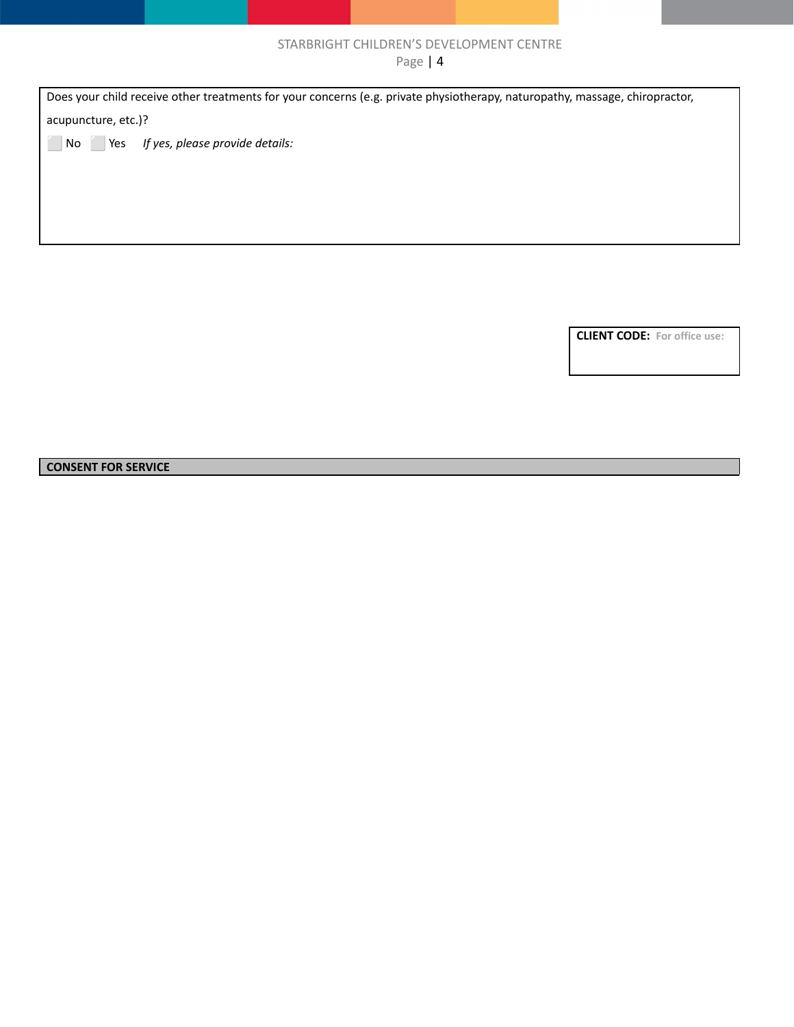Does your child receive other treatments for your concerns (e.g. private physiotherapy, naturopathy, massage, chiropractor, acupuncture, etc.)?

☐ No ☐ Yes *If yes, please provide details:*

**CLIENT CODE:** For office use:

## CONSENT FOR SERVICE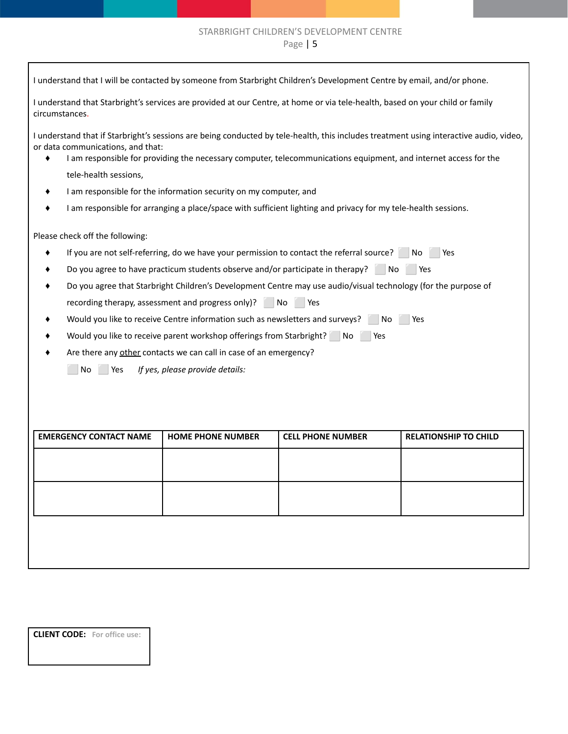I understand that I will be contacted by someone from Starbright Children's Development Centre by email, and/or phone.

I understand that Starbright's services are provided at our Centre, at home or via tele-health, based on your child or family circumstances.

I understand that if Starbright's sessions are being conducted by tele-health, this includes treatment using interactive audio, video, or data communications, and that:

- I am responsible for providing the necessary computer, telecommunications equipment, and internet access for the tele-health sessions,
- I am responsible for the information security on my computer, and
- I am responsible for arranging a place/space with sufficient lighting and privacy for my tele-health sessions.

Please check off the following:

- If you are not self-referring, do we have your permission to contact the referral source? ☐ No ☐ Yes
- Do you agree to have practicum students observe and/or participate in therapy? ☐ No ☐ Yes
- Do you agree that Starbright Children's Development Centre may use audio/visual technology (for the purpose of recording therapy, assessment and progress only)? ☐ No ☐ Yes
- Would you like to receive Centre information such as newsletters and surveys? ☐ No ☐ Yes
- Would you like to receive parent workshop offerings from Starbright? ☐ No ☐ Yes
- Are there any <u>other</u> contacts we can call in case of an emergency?

  ☐ No ☐ Yes *If yes, please provide details:*

| EMERGENCY CONTACT NAME | HOME PHONE NUMBER | CELL PHONE NUMBER | RELATIONSHIP TO CHILD |
|---|---|---|---|
| | | | |
| | | | |

**CLIENT CODE:** For office use: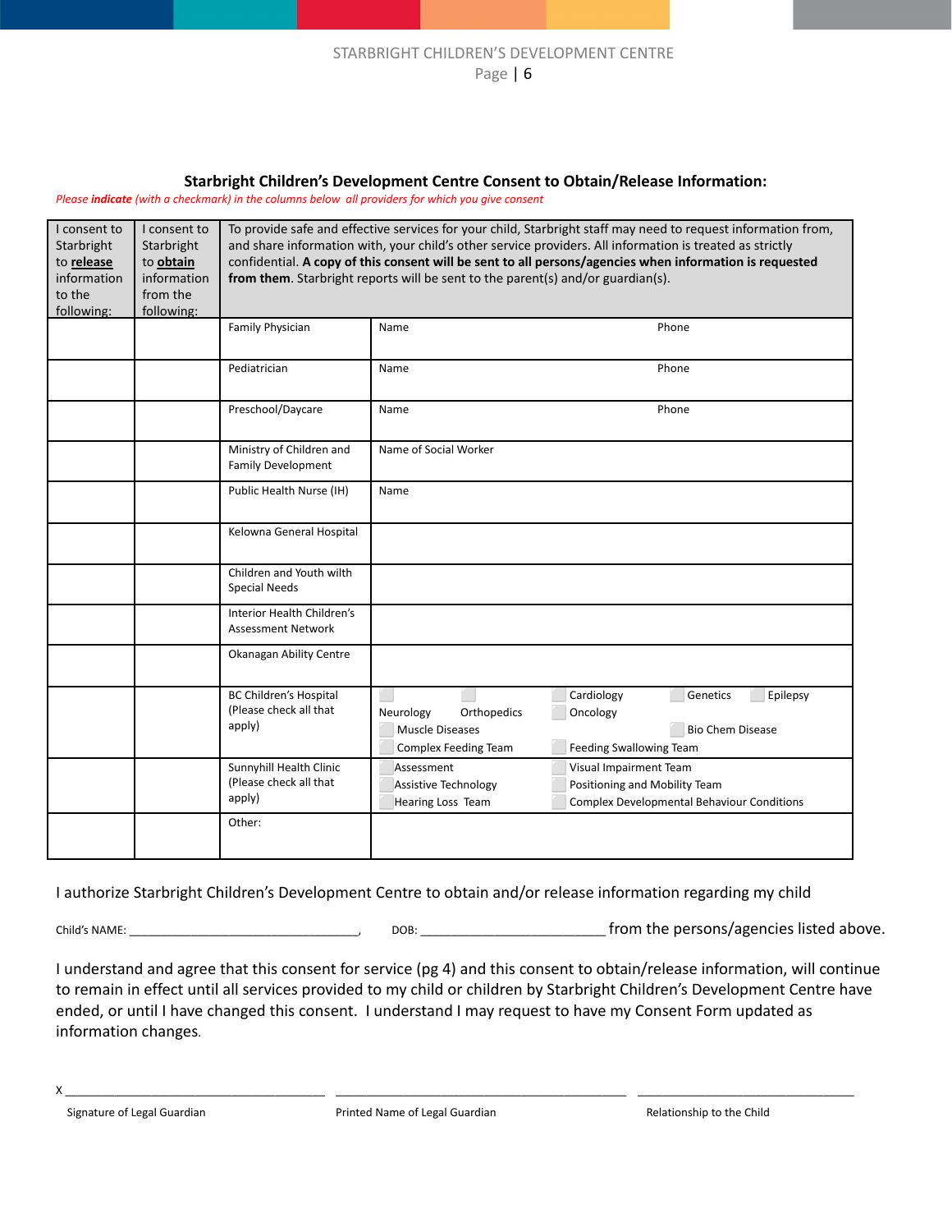### Starbright Children's Development Centre Consent to Obtain/Release Information:

*Please **indicate** (with a checkmark) in the columns below all providers for which you give consent*

| I consent to Starbright to **release** information to the following: | I consent to Starbright to **obtain** information from the following: | To provide safe and effective services for your child, Starbright staff may need to request information from, and share information with, your child's other service providers. All information is treated as strictly confidential. **A copy of this consent will be sent to all persons/agencies when information is requested from them**. Starbright reports will be sent to the parent(s) and/or guardian(s). | |
|---|---|---|---|
| | | Family Physician | Name Phone |
| | | Pediatrician | Name Phone |
| | | Preschool/Daycare | Name Phone |
| | | Ministry of Children and Family Development | Name of Social Worker |
| | | Public Health Nurse (IH) | Name |
| | | Kelowna General Hospital | |
| | | Children and Youth wilth Special Needs | |
| | | Interior Health Children's Assessment Network | |
| | | Okanagan Ability Centre | |
| | | BC Children's Hospital (Please check all that apply) | ☐ Neurology ☐ Orthopedics ☐ Cardiology ☐ Genetics ☐ Epilepsy ☐ Oncology ☐ Muscle Diseases ☐ Bio Chem Disease ☐ Complex Feeding Team ☐ Feeding Swallowing Team |
| | | Sunnyhill Health Clinic (Please check all that apply) | ☐ Assessment ☐ Visual Impairment Team ☐ Assistive Technology ☐ Positioning and Mobility Team ☐ Hearing Loss Team ☐ Complex Developmental Behaviour Conditions |
| | | Other: | |

I authorize Starbright Children's Development Centre to obtain and/or release information regarding my child

Child's NAME: ___________________________________, DOB: __________________________ from the persons/agencies listed above.

I understand and agree that this consent for service (pg 4) and this consent to obtain/release information, will continue to remain in effect until all services provided to my child or children by Starbright Children's Development Centre have ended, or until I have changed this consent. I understand I may request to have my Consent Form updated as information changes.

X ________________________________________ ____________________________________________ __________________________________

Signature of Legal Guardian | Printed Name of Legal Guardian | Relationship to the Child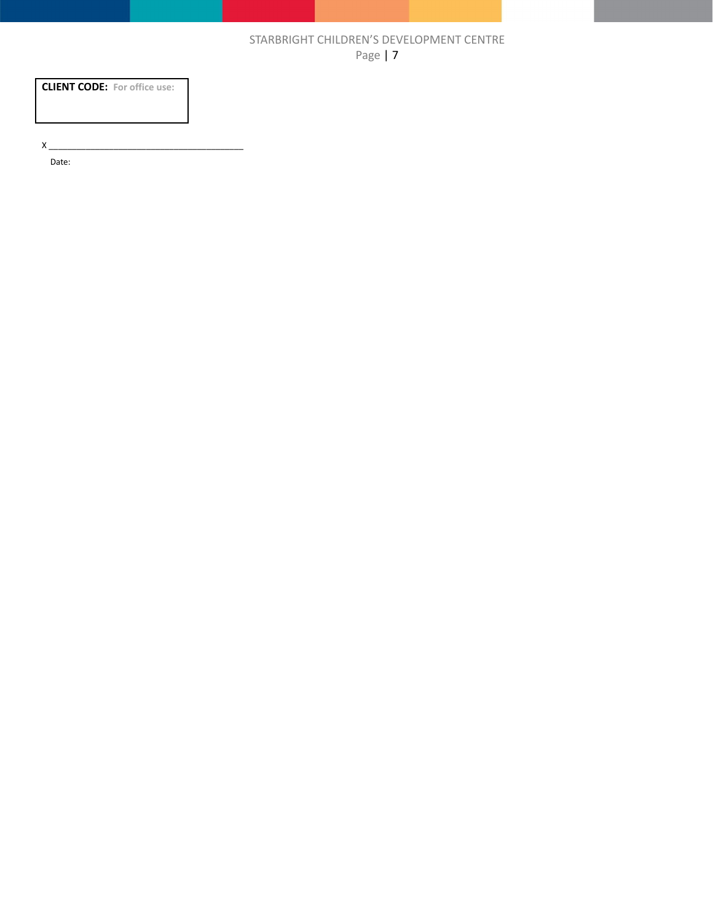**CLIENT CODE:** For office use:

X _______________________________________

Date: